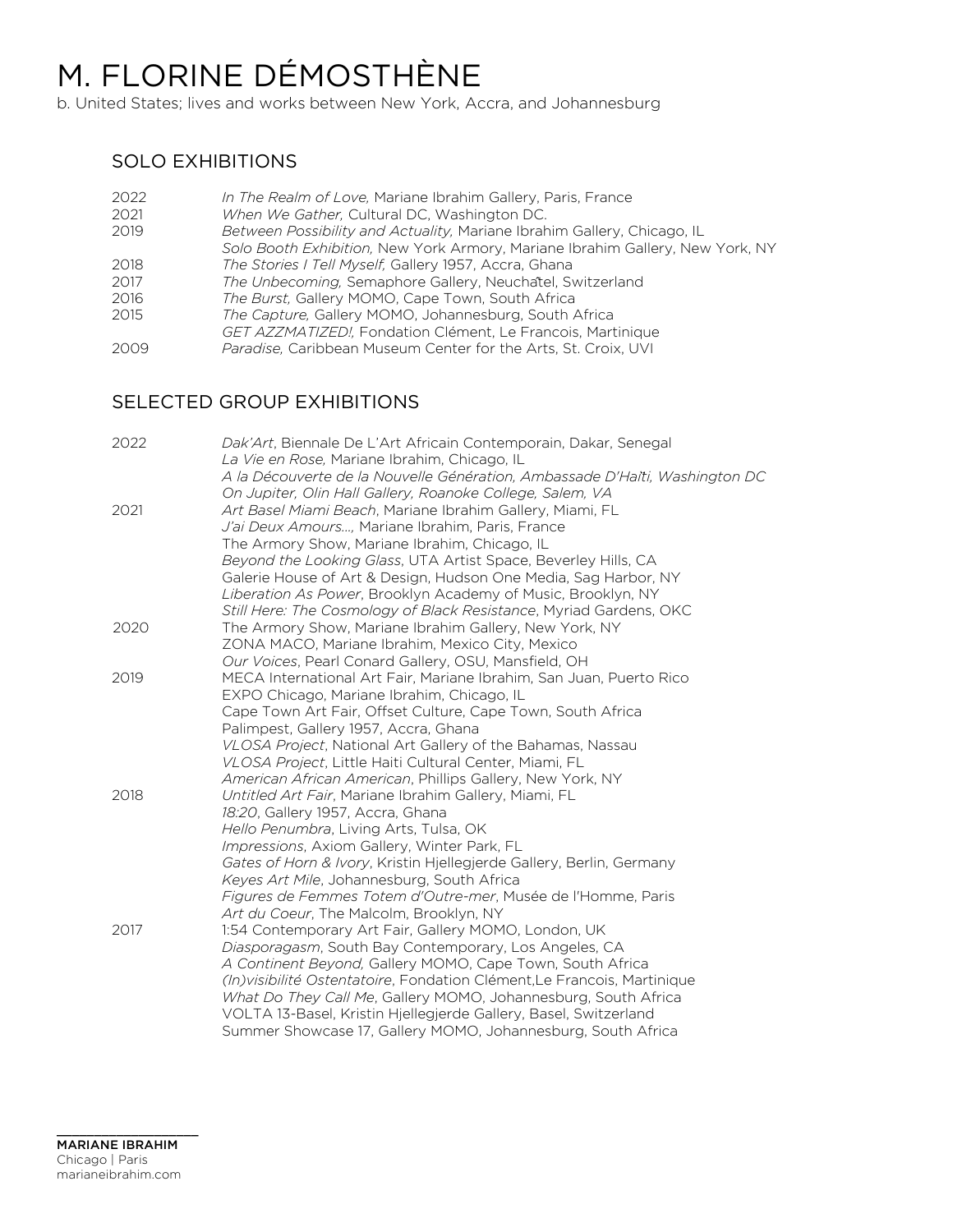# M. FLORINE DÉMOSTHÈNE

b. United States; lives and works between New York, Accra, and Johannesburg

## SOLO EXHIBITIONS

2022 *In The Realm of Love,* Mariane Ibrahim Gallery, Paris, France

2021 *When We Gather,* Cultural DC, Washington DC.

2019 *Between Possibility and Actuality,* Mariane Ibrahim Gallery, Chicago, IL
*Solo Booth Exhibition,* New York Armory, Mariane Ibrahim Gallery, New York, NY

2018 *The Stories I Tell Myself,* Gallery 1957, Accra, Ghana

2017 *The Unbecoming,* Semaphore Gallery, Neuchâtel, Switzerland

2016 *The Burst,* Gallery MOMO, Cape Town, South Africa

2015 *The Capture,* Gallery MOMO, Johannesburg, South Africa
*GET AZZMATIZED!,* Fondation Clément, Le Francois, Martinique

2009 *Paradise,* Caribbean Museum Center for the Arts, St. Croix, UVI

## SELECTED GROUP EXHIBITIONS

2022 *Dak'Art*, Biennale De L'Art Africain Contemporain, Dakar, Senegal
*La Vie en Rose,* Mariane Ibrahim, Chicago, IL
*A la Découverte de la Nouvelle Génération, Ambassade D'Haïti, Washington DC*
*On Jupiter, Olin Hall Gallery, Roanoke College, Salem, VA*

2021 *Art Basel Miami Beach*, Mariane Ibrahim Gallery, Miami, FL
*J'ai Deux Amours...,* Mariane Ibrahim, Paris, France
The Armory Show, Mariane Ibrahim, Chicago, IL
*Beyond the Looking Glass*, UTA Artist Space, Beverley Hills, CA
Galerie House of Art & Design, Hudson One Media, Sag Harbor, NY
*Liberation As Power*, Brooklyn Academy of Music, Brooklyn, NY
*Still Here: The Cosmology of Black Resistance*, Myriad Gardens, OKC

2020 The Armory Show, Mariane Ibrahim Gallery, New York, NY
ZONA MACO, Mariane Ibrahim, Mexico City, Mexico
*Our Voices*, Pearl Conard Gallery, OSU, Mansfield, OH

2019 MECA International Art Fair, Mariane Ibrahim, San Juan, Puerto Rico
EXPO Chicago, Mariane Ibrahim, Chicago, IL
Cape Town Art Fair, Offset Culture, Cape Town, South Africa
Palimpest, Gallery 1957, Accra, Ghana
*VLOSA Project*, National Art Gallery of the Bahamas, Nassau
*VLOSA Project*, Little Haiti Cultural Center, Miami, FL
*American African American*, Phillips Gallery, New York, NY

2018 *Untitled Art Fair*, Mariane Ibrahim Gallery, Miami, FL
*18:20*, Gallery 1957, Accra, Ghana
*Hello Penumbra*, Living Arts, Tulsa, OK
*Impressions*, Axiom Gallery, Winter Park, FL
*Gates of Horn & Ivory*, Kristin Hjellegjerde Gallery, Berlin, Germany
*Keyes Art Mile*, Johannesburg, South Africa
*Figures de Femmes Totem d'Outre-mer*, Musée de l'Homme, Paris
*Art du Coeur*, The Malcolm, Brooklyn, NY

2017 1:54 Contemporary Art Fair, Gallery MOMO, London, UK
*Diasporagasm*, South Bay Contemporary, Los Angeles, CA
*A Continent Beyond,* Gallery MOMO, Cape Town, South Africa
*(In)visibilité Ostentatoire*, Fondation Clément,Le Francois, Martinique
*What Do They Call Me*, Gallery MOMO, Johannesburg, South Africa
VOLTA 13-Basel, Kristin Hjellegjerde Gallery, Basel, Switzerland
Summer Showcase 17, Gallery MOMO, Johannesburg, South Africa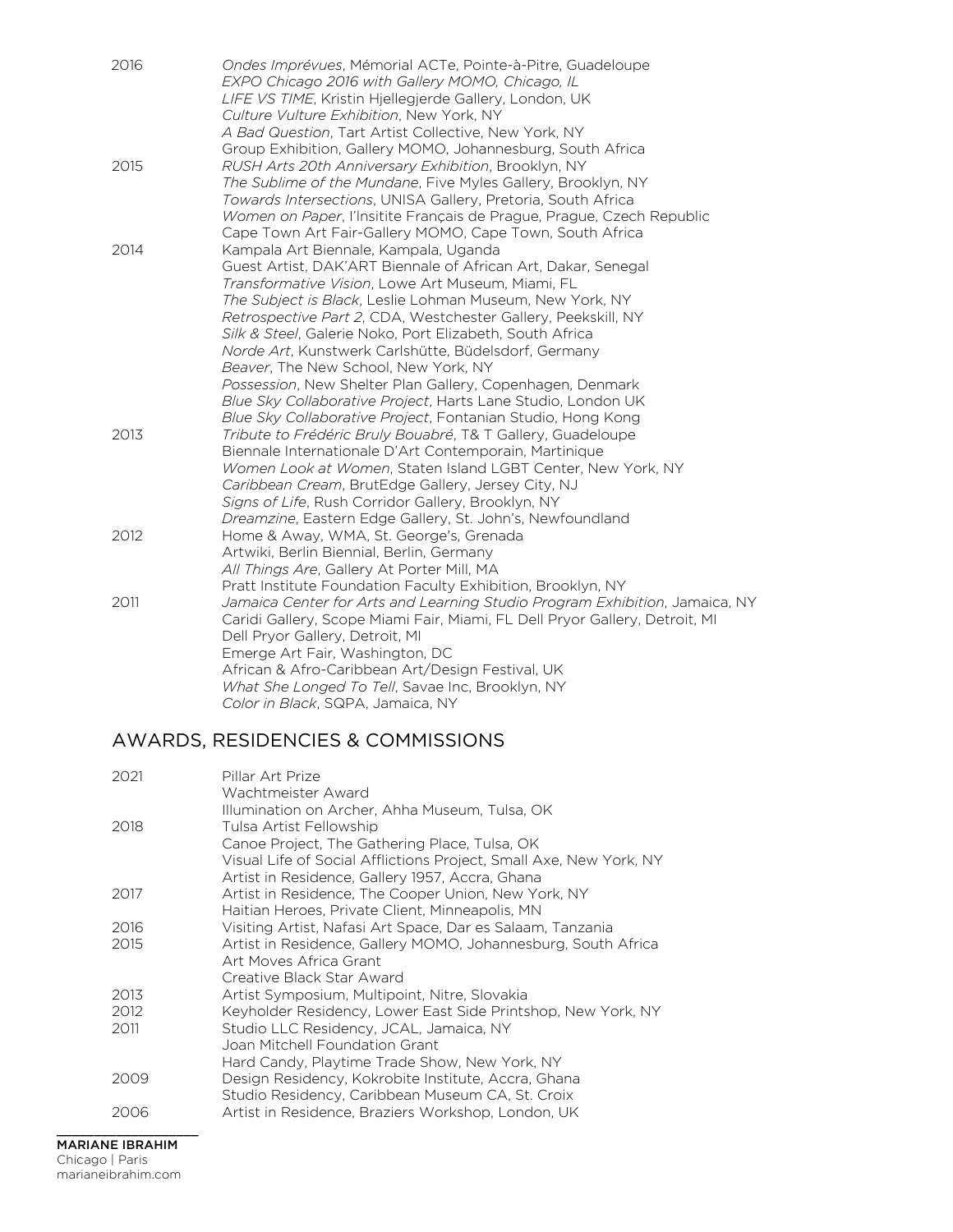2016 *Ondes Imprévues*, Mémorial ACTe, Pointe-à-Pitre, Guadeloupe
*EXPO Chicago 2016 with Gallery MOMO, Chicago, IL*
*LIFE VS TIME*, Kristin Hjellegjerde Gallery, London, UK
*Culture Vulture Exhibition*, New York, NY
*A Bad Question*, Tart Artist Collective, New York, NY
Group Exhibition, Gallery MOMO, Johannesburg, South Africa

2015 *RUSH Arts 20th Anniversary Exhibition*, Brooklyn, NY
*The Sublime of the Mundane*, Five Myles Gallery, Brooklyn, NY
*Towards Intersections*, UNISA Gallery, Pretoria, South Africa
*Women on Paper*, l'Insitite Français de Prague, Prague, Czech Republic
Cape Town Art Fair-Gallery MOMO, Cape Town, South Africa

2014 Kampala Art Biennale, Kampala, Uganda
Guest Artist, DAK'ART Biennale of African Art, Dakar, Senegal
*Transformative Vision*, Lowe Art Museum, Miami, FL
*The Subject is Black*, Leslie Lohman Museum, New York, NY
*Retrospective Part 2*, CDA, Westchester Gallery, Peekskill, NY
*Silk & Steel*, Galerie Noko, Port Elizabeth, South Africa
*Norde Art*, Kunstwerk Carlshütte, Büdelsdorf, Germany
*Beaver*, The New School, New York, NY
*Possession*, New Shelter Plan Gallery, Copenhagen, Denmark
*Blue Sky Collaborative Project*, Harts Lane Studio, London UK
*Blue Sky Collaborative Project*, Fontanian Studio, Hong Kong

2013 *Tribute to Frédéric Bruly Bouabré*, T& T Gallery, Guadeloupe
Biennale Internationale D'Art Contemporain, Martinique
*Women Look at Women*, Staten Island LGBT Center, New York, NY
*Caribbean Cream*, BrutEdge Gallery, Jersey City, NJ
*Signs of Life*, Rush Corridor Gallery, Brooklyn, NY
*Dreamzine*, Eastern Edge Gallery, St. John's, Newfoundland

2012 Home & Away, WMA, St. George's, Grenada
Artwiki, Berlin Biennial, Berlin, Germany
*All Things Are*, Gallery At Porter Mill, MA
Pratt Institute Foundation Faculty Exhibition, Brooklyn, NY

2011 *Jamaica Center for Arts and Learning Studio Program Exhibition*, Jamaica, NY
Caridi Gallery, Scope Miami Fair, Miami, FL Dell Pryor Gallery, Detroit, MI
Dell Pryor Gallery, Detroit, MI
Emerge Art Fair, Washington, DC
African & Afro-Caribbean Art/Design Festival, UK
*What She Longed To Tell*, Savae Inc, Brooklyn, NY
*Color in Black*, SQPA, Jamaica, NY

## AWARDS, RESIDENCIES & COMMISSIONS

2021 Pillar Art Prize
Wachtmeister Award
Illumination on Archer, Ahha Museum, Tulsa, OK

2018 Tulsa Artist Fellowship
Canoe Project, The Gathering Place, Tulsa, OK
Visual Life of Social Afflictions Project, Small Axe, New York, NY
Artist in Residence, Gallery 1957, Accra, Ghana

2017 Artist in Residence, The Cooper Union, New York, NY
Haitian Heroes, Private Client, Minneapolis, MN

2016 Visiting Artist, Nafasi Art Space, Dar es Salaam, Tanzania

2015 Artist in Residence, Gallery MOMO, Johannesburg, South Africa
Art Moves Africa Grant
Creative Black Star Award

2013 Artist Symposium, Multipoint, Nitre, Slovakia

2012 Keyholder Residency, Lower East Side Printshop, New York, NY

2011 Studio LLC Residency, JCAL, Jamaica, NY
Joan Mitchell Foundation Grant
Hard Candy, Playtime Trade Show, New York, NY

2009 Design Residency, Kokrobite Institute, Accra, Ghana
Studio Residency, Caribbean Museum CA, St. Croix

2006 Artist in Residence, Braziers Workshop, London, UK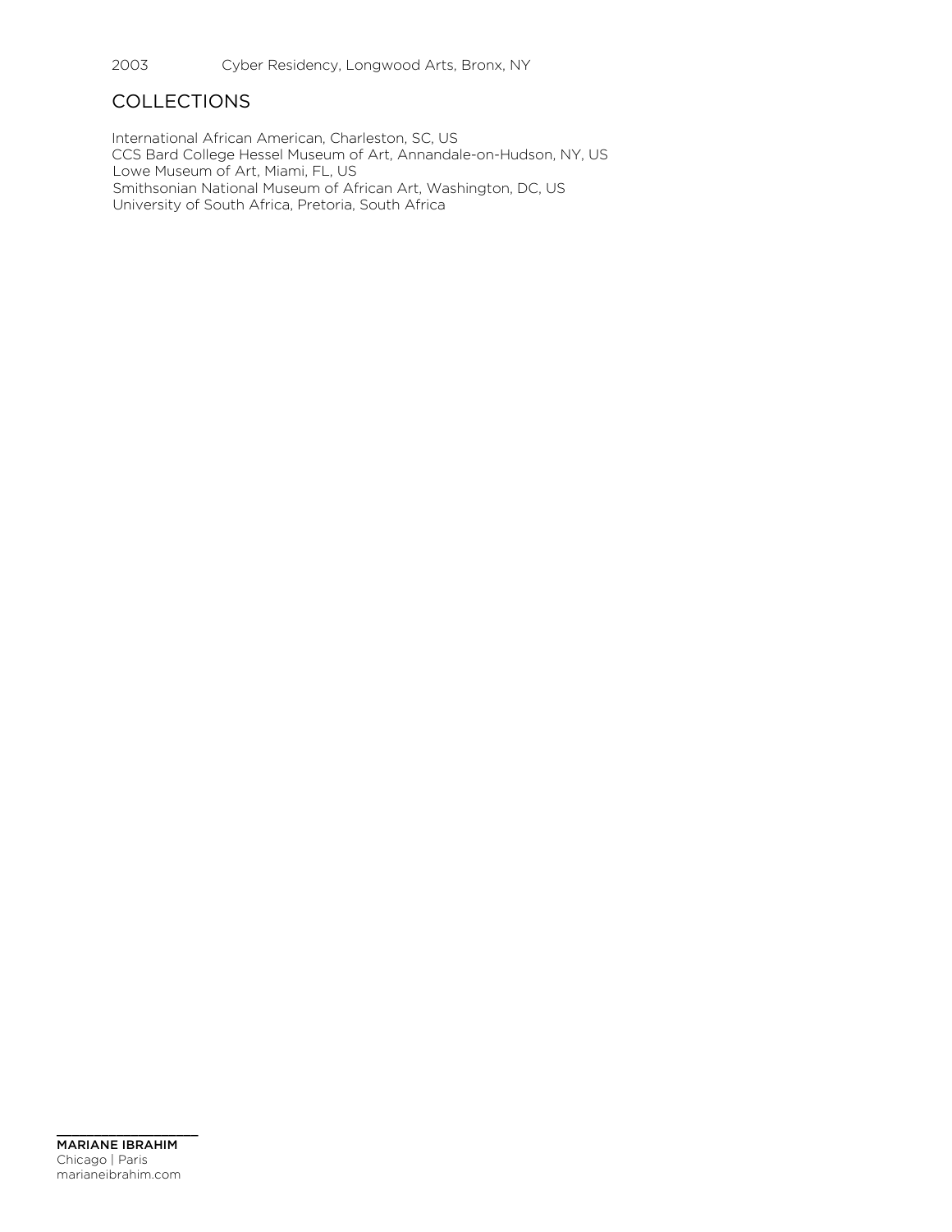2003 Cyber Residency, Longwood Arts, Bronx, NY

## COLLECTIONS

International African American, Charleston, SC, US
CCS Bard College Hessel Museum of Art, Annandale-on-Hudson, NY, US
Lowe Museum of Art, Miami, FL, US
Smithsonian National Museum of African Art, Washington, DC, US
University of South Africa, Pretoria, South Africa